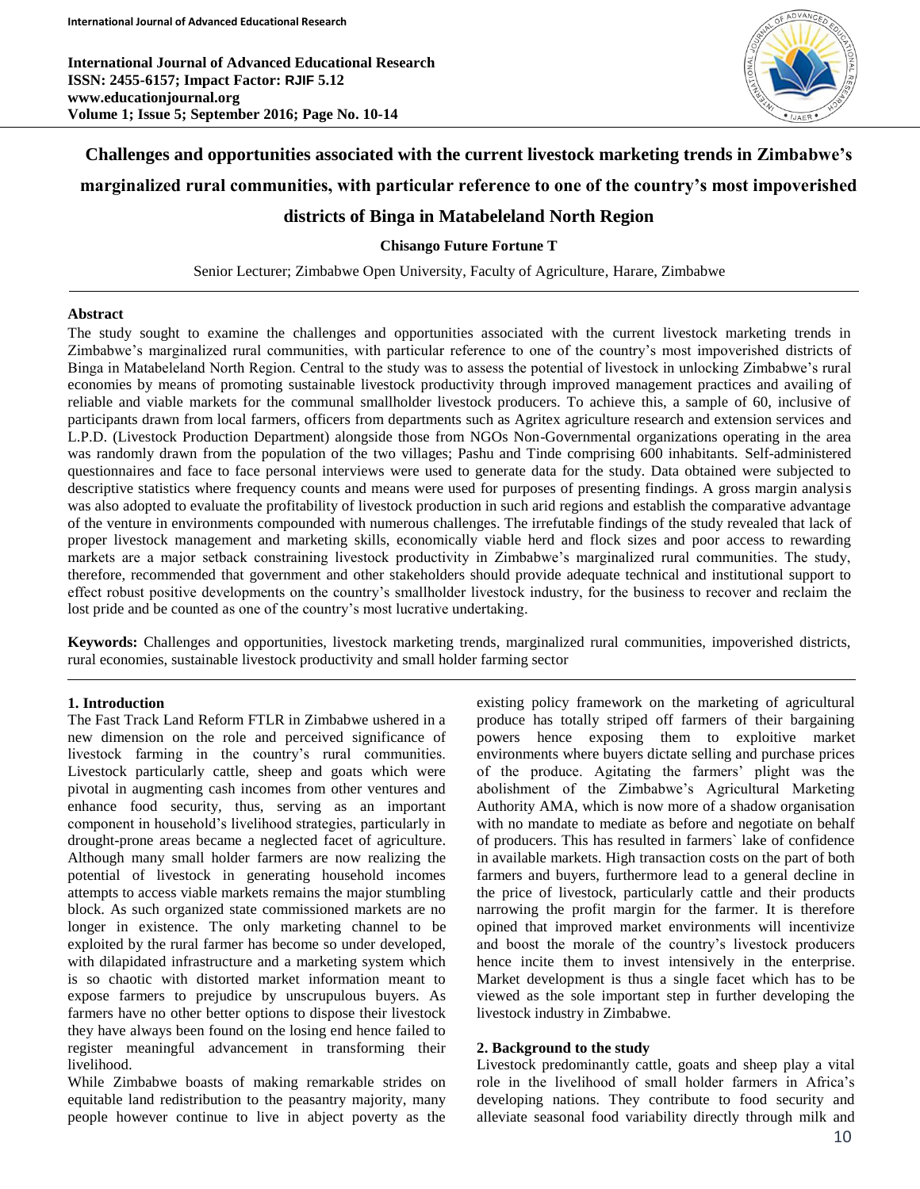# Challenges and opportunities associated with the current livestock marketing trends in Zimbabwe's marginalized rural communities, with particular reference to one of the country's most impoverished districts of Binga in Matabeleland North Region

**Chisango Future Fortune T**

Senior Lecturer; Zimbabwe Open University, Faculty of Agriculture, Harare, Zimbabwe

## Abstract

The study sought to examine the challenges and opportunities associated with the current livestock marketing trends in Zimbabwe's marginalized rural communities, with particular reference to one of the country's most impoverished districts of Binga in Matabeleland North Region. Central to the study was to assess the potential of livestock in unlocking Zimbabwe's rural economies by means of promoting sustainable livestock productivity through improved management practices and availing of reliable and viable markets for the communal smallholder livestock producers. To achieve this, a sample of 60, inclusive of participants drawn from local farmers, officers from departments such as Agritex agriculture research and extension services and L.P.D. (Livestock Production Department) alongside those from NGOs Non-Governmental organizations operating in the area was randomly drawn from the population of the two villages; Pashu and Tinde comprising 600 inhabitants. Self-administered questionnaires and face to face personal interviews were used to generate data for the study. Data obtained were subjected to descriptive statistics where frequency counts and means were used for purposes of presenting findings. A gross margin analysis was also adopted to evaluate the profitability of livestock production in such arid regions and establish the comparative advantage of the venture in environments compounded with numerous challenges. The irrefutable findings of the study revealed that lack of proper livestock management and marketing skills, economically viable herd and flock sizes and poor access to rewarding markets are a major setback constraining livestock productivity in Zimbabwe's marginalized rural communities. The study, therefore, recommended that government and other stakeholders should provide adequate technical and institutional support to effect robust positive developments on the country's smallholder livestock industry, for the business to recover and reclaim the lost pride and be counted as one of the country's most lucrative undertaking.

**Keywords:** Challenges and opportunities, livestock marketing trends, marginalized rural communities, impoverished districts, rural economies, sustainable livestock productivity and small holder farming sector

## 1. Introduction

The Fast Track Land Reform FTLR in Zimbabwe ushered in a new dimension on the role and perceived significance of livestock farming in the country's rural communities. Livestock particularly cattle, sheep and goats which were pivotal in augmenting cash incomes from other ventures and enhance food security, thus, serving as an important component in household's livelihood strategies, particularly in drought-prone areas became a neglected facet of agriculture. Although many small holder farmers are now realizing the potential of livestock in generating household incomes attempts to access viable markets remains the major stumbling block. As such organized state commissioned markets are no longer in existence. The only marketing channel to be exploited by the rural farmer has become so under developed, with dilapidated infrastructure and a marketing system which is so chaotic with distorted market information meant to expose farmers to prejudice by unscrupulous buyers. As farmers have no other better options to dispose their livestock they have always been found on the losing end hence failed to register meaningful advancement in transforming their livelihood.

While Zimbabwe boasts of making remarkable strides on equitable land redistribution to the peasantry majority, many people however continue to live in abject poverty as the existing policy framework on the marketing of agricultural produce has totally striped off farmers of their bargaining powers hence exposing them to exploitive market environments where buyers dictate selling and purchase prices of the produce. Agitating the farmers' plight was the abolishment of the Zimbabwe's Agricultural Marketing Authority AMA, which is now more of a shadow organisation with no mandate to mediate as before and negotiate on behalf of producers. This has resulted in farmers` lake of confidence in available markets. High transaction costs on the part of both farmers and buyers, furthermore lead to a general decline in the price of livestock, particularly cattle and their products narrowing the profit margin for the farmer. It is therefore opined that improved market environments will incentivize and boost the morale of the country's livestock producers hence incite them to invest intensively in the enterprise. Market development is thus a single facet which has to be viewed as the sole important step in further developing the livestock industry in Zimbabwe.

## 2. Background to the study

Livestock predominantly cattle, goats and sheep play a vital role in the livelihood of small holder farmers in Africa's developing nations. They contribute to food security and alleviate seasonal food variability directly through milk and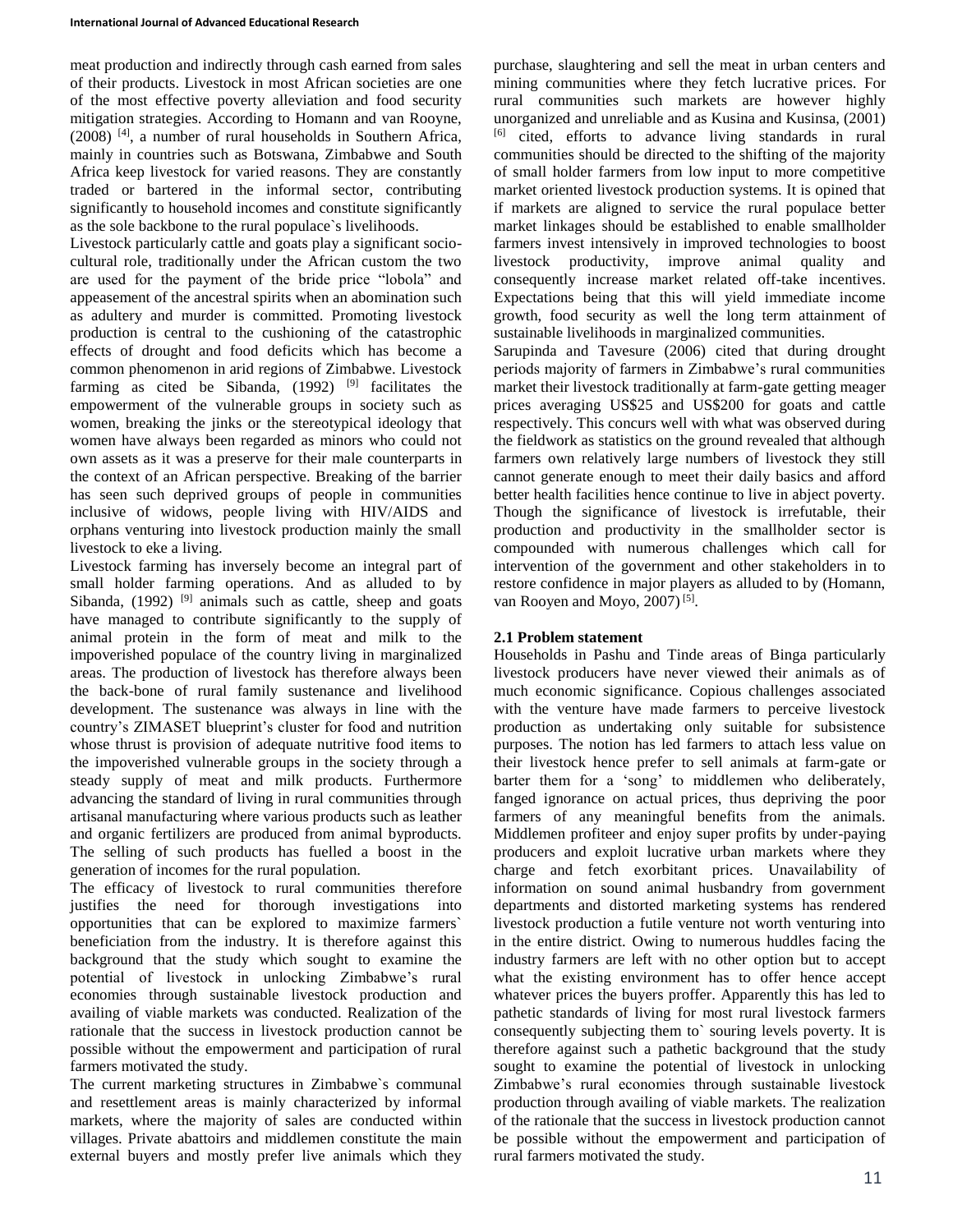meat production and indirectly through cash earned from sales of their products. Livestock in most African societies are one of the most effective poverty alleviation and food security mitigation strategies. According to Homann and van Rooyne, (2008) [4], a number of rural households in Southern Africa, mainly in countries such as Botswana, Zimbabwe and South Africa keep livestock for varied reasons. They are constantly traded or bartered in the informal sector, contributing significantly to household incomes and constitute significantly as the sole backbone to the rural populace`s livelihoods.

Livestock particularly cattle and goats play a significant socio-cultural role, traditionally under the African custom the two are used for the payment of the bride price "lobola" and appeasement of the ancestral spirits when an abomination such as adultery and murder is committed. Promoting livestock production is central to the cushioning of the catastrophic effects of drought and food deficits which has become a common phenomenon in arid regions of Zimbabwe. Livestock farming as cited be Sibanda, (1992) [9] facilitates the empowerment of the vulnerable groups in society such as women, breaking the jinks or the stereotypical ideology that women have always been regarded as minors who could not own assets as it was a preserve for their male counterparts in the context of an African perspective. Breaking of the barrier has seen such deprived groups of people in communities inclusive of widows, people living with HIV/AIDS and orphans venturing into livestock production mainly the small livestock to eke a living.

Livestock farming has inversely become an integral part of small holder farming operations. And as alluded to by Sibanda, (1992) [9] animals such as cattle, sheep and goats have managed to contribute significantly to the supply of animal protein in the form of meat and milk to the impoverished populace of the country living in marginalized areas. The production of livestock has therefore always been the back-bone of rural family sustenance and livelihood development. The sustenance was always in line with the country's ZIMASET blueprint's cluster for food and nutrition whose thrust is provision of adequate nutritive food items to the impoverished vulnerable groups in the society through a steady supply of meat and milk products. Furthermore advancing the standard of living in rural communities through artisanal manufacturing where various products such as leather and organic fertilizers are produced from animal byproducts. The selling of such products has fuelled a boost in the generation of incomes for the rural population.

The efficacy of livestock to rural communities therefore justifies the need for thorough investigations into opportunities that can be explored to maximize farmers` beneficiation from the industry. It is therefore against this background that the study which sought to examine the potential of livestock in unlocking Zimbabwe's rural economies through sustainable livestock production and availing of viable markets was conducted. Realization of the rationale that the success in livestock production cannot be possible without the empowerment and participation of rural farmers motivated the study.

The current marketing structures in Zimbabwe`s communal and resettlement areas is mainly characterized by informal markets, where the majority of sales are conducted within villages. Private abattoirs and middlemen constitute the main external buyers and mostly prefer live animals which they purchase, slaughtering and sell the meat in urban centers and mining communities where they fetch lucrative prices. For rural communities such markets are however highly unorganized and unreliable and as Kusina and Kusinsa, (2001) [6] cited, efforts to advance living standards in rural communities should be directed to the shifting of the majority of small holder farmers from low input to more competitive market oriented livestock production systems. It is opined that if markets are aligned to service the rural populace better market linkages should be established to enable smallholder farmers invest intensively in improved technologies to boost livestock productivity, improve animal quality and consequently increase market related off-take incentives. Expectations being that this will yield immediate income growth, food security as well the long term attainment of sustainable livelihoods in marginalized communities.

Sarupinda and Tavesure (2006) cited that during drought periods majority of farmers in Zimbabwe's rural communities market their livestock traditionally at farm-gate getting meager prices averaging US$25 and US$200 for goats and cattle respectively. This concurs well with what was observed during the fieldwork as statistics on the ground revealed that although farmers own relatively large numbers of livestock they still cannot generate enough to meet their daily basics and afford better health facilities hence continue to live in abject poverty. Though the significance of livestock is irrefutable, their production and productivity in the smallholder sector is compounded with numerous challenges which call for intervention of the government and other stakeholders in to restore confidence in major players as alluded to by (Homann, van Rooyen and Moyo, 2007) [5].

### 2.1 Problem statement

Households in Pashu and Tinde areas of Binga particularly livestock producers have never viewed their animals as of much economic significance. Copious challenges associated with the venture have made farmers to perceive livestock production as undertaking only suitable for subsistence purposes. The notion has led farmers to attach less value on their livestock hence prefer to sell animals at farm-gate or barter them for a 'song' to middlemen who deliberately, fanged ignorance on actual prices, thus depriving the poor farmers of any meaningful benefits from the animals. Middlemen profiteer and enjoy super profits by under-paying producers and exploit lucrative urban markets where they charge and fetch exorbitant prices. Unavailability of information on sound animal husbandry from government departments and distorted marketing systems has rendered livestock production a futile venture not worth venturing into in the entire district. Owing to numerous huddles facing the industry farmers are left with no other option but to accept what the existing environment has to offer hence accept whatever prices the buyers proffer. Apparently this has led to pathetic standards of living for most rural livestock farmers consequently subjecting them to` souring levels poverty. It is therefore against such a pathetic background that the study sought to examine the potential of livestock in unlocking Zimbabwe's rural economies through sustainable livestock production through availing of viable markets. The realization of the rationale that the success in livestock production cannot be possible without the empowerment and participation of rural farmers motivated the study.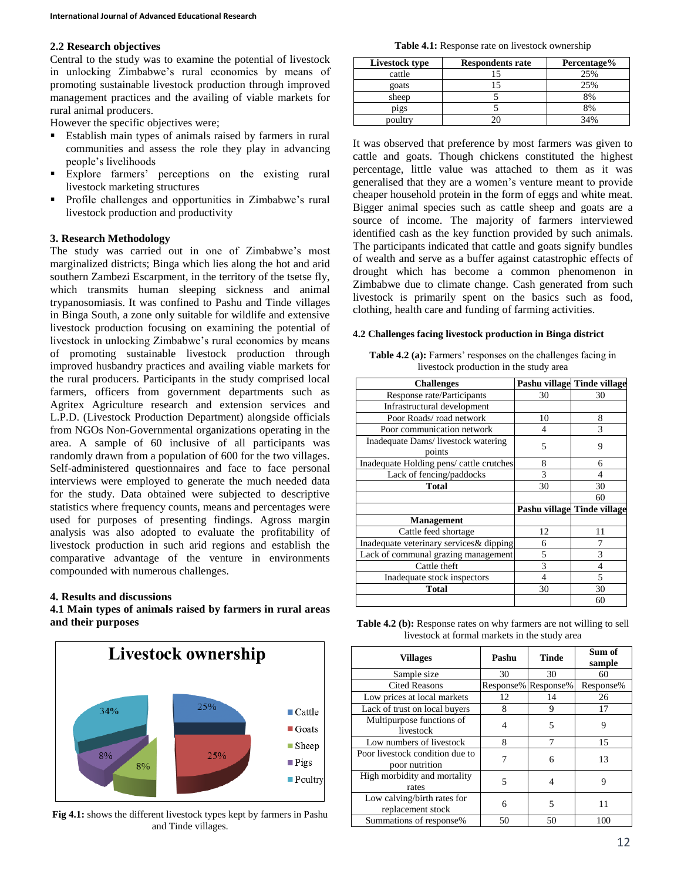### 2.2 Research objectives

Central to the study was to examine the potential of livestock in unlocking Zimbabwe's rural economies by means of promoting sustainable livestock production through improved management practices and the availing of viable markets for rural animal producers.

However the specific objectives were;

- Establish main types of animals raised by farmers in rural communities and assess the role they play in advancing people's livelihoods
- Explore farmers' perceptions on the existing rural livestock marketing structures
- Profile challenges and opportunities in Zimbabwe's rural livestock production and productivity

## 3. Research Methodology

The study was carried out in one of Zimbabwe's most marginalized districts; Binga which lies along the hot and arid southern Zambezi Escarpment, in the territory of the tsetse fly, which transmits human sleeping sickness and animal trypanosomiasis. It was confined to Pashu and Tinde villages in Binga South, a zone only suitable for wildlife and extensive livestock production focusing on examining the potential of livestock in unlocking Zimbabwe's rural economies by means of promoting sustainable livestock production through improved husbandry practices and availing viable markets for the rural producers. Participants in the study comprised local farmers, officers from government departments such as Agritex Agriculture research and extension services and L.P.D. (Livestock Production Department) alongside officials from NGOs Non-Governmental organizations operating in the area. A sample of 60 inclusive of all participants was randomly drawn from a population of 600 for the two villages. Self-administered questionnaires and face to face personal interviews were employed to generate the much needed data for the study. Data obtained were subjected to descriptive statistics where frequency counts, means and percentages were used for purposes of presenting findings. Agross margin analysis was also adopted to evaluate the profitability of livestock production in such arid regions and establish the comparative advantage of the venture in environments compounded with numerous challenges.

## 4. Results and discussions

### 4.1 Main types of animals raised by farmers in rural areas and their purposes

**Fig 4.1:** shows the different livestock types kept by farmers in Pashu and Tinde villages.

**Table 4.1:** Response rate on livestock ownership

| Livestock type | Respondents rate | Percentage% |
|---|---|---|
| cattle | 15 | 25% |
| goats | 15 | 25% |
| sheep | 5 | 8% |
| pigs | 5 | 8% |
| poultry | 20 | 34% |

It was observed that preference by most farmers was given to cattle and goats. Though chickens constituted the highest percentage, little value was attached to them as it was generalised that they are a women's venture meant to provide cheaper household protein in the form of eggs and white meat. Bigger animal species such as cattle sheep and goats are a source of income. The majority of farmers interviewed identified cash as the key function provided by such animals. The participants indicated that cattle and goats signify bundles of wealth and serve as a buffer against catastrophic effects of drought which has become a common phenomenon in Zimbabwe due to climate change. Cash generated from such livestock is primarily spent on the basics such as food, clothing, health care and funding of farming activities.

### 4.2 Challenges facing livestock production in Binga district

**Table 4.2 (a):** Farmers' responses on the challenges facing in livestock production in the study area

| Challenges | Pashu village | Tinde village |
|---|---|---|
| Response rate/Participants | 30 | 30 |
| Infrastructural development | | |
| Poor Roads/ road network | 10 | 8 |
| Poor communication network | 4 | 3 |
| Inadequate Dams/ livestock watering points | 5 | 9 |
| Inadequate Holding pens/ cattle crutches | 8 | 6 |
| Lack of fencing/paddocks | 3 | 4 |
| **Total** | 30 | 30 |
| | | 60 |
| | **Pashu village** | **Tinde village** |
| **Management** | | |
| Cattle feed shortage | 12 | 11 |
| Inadequate veterinary services& dipping | 6 | 7 |
| Lack of communal grazing management | 5 | 3 |
| Cattle theft | 3 | 4 |
| Inadequate stock inspectors | 4 | 5 |
| **Total** | 30 | 30 |
| | | 60 |

**Table 4.2 (b):** Response rates on why farmers are not willing to sell livestock at formal markets in the study area

| Villages | Pashu | Tinde | Sum of sample |
|---|---|---|---|
| Sample size | 30 | 30 | 60 |
| Cited Reasons | Response% | Response% | Response% |
| Low prices at local markets | 12 | 14 | 26 |
| Lack of trust on local buyers | 8 | 9 | 17 |
| Multipurpose functions of livestock | 4 | 5 | 9 |
| Low numbers of livestock | 8 | 7 | 15 |
| Poor livestock condition due to poor nutrition | 7 | 6 | 13 |
| High morbidity and mortality rates | 5 | 4 | 9 |
| Low calving/birth rates for replacement stock | 6 | 5 | 11 |
| Summations of response% | 50 | 50 | 100 |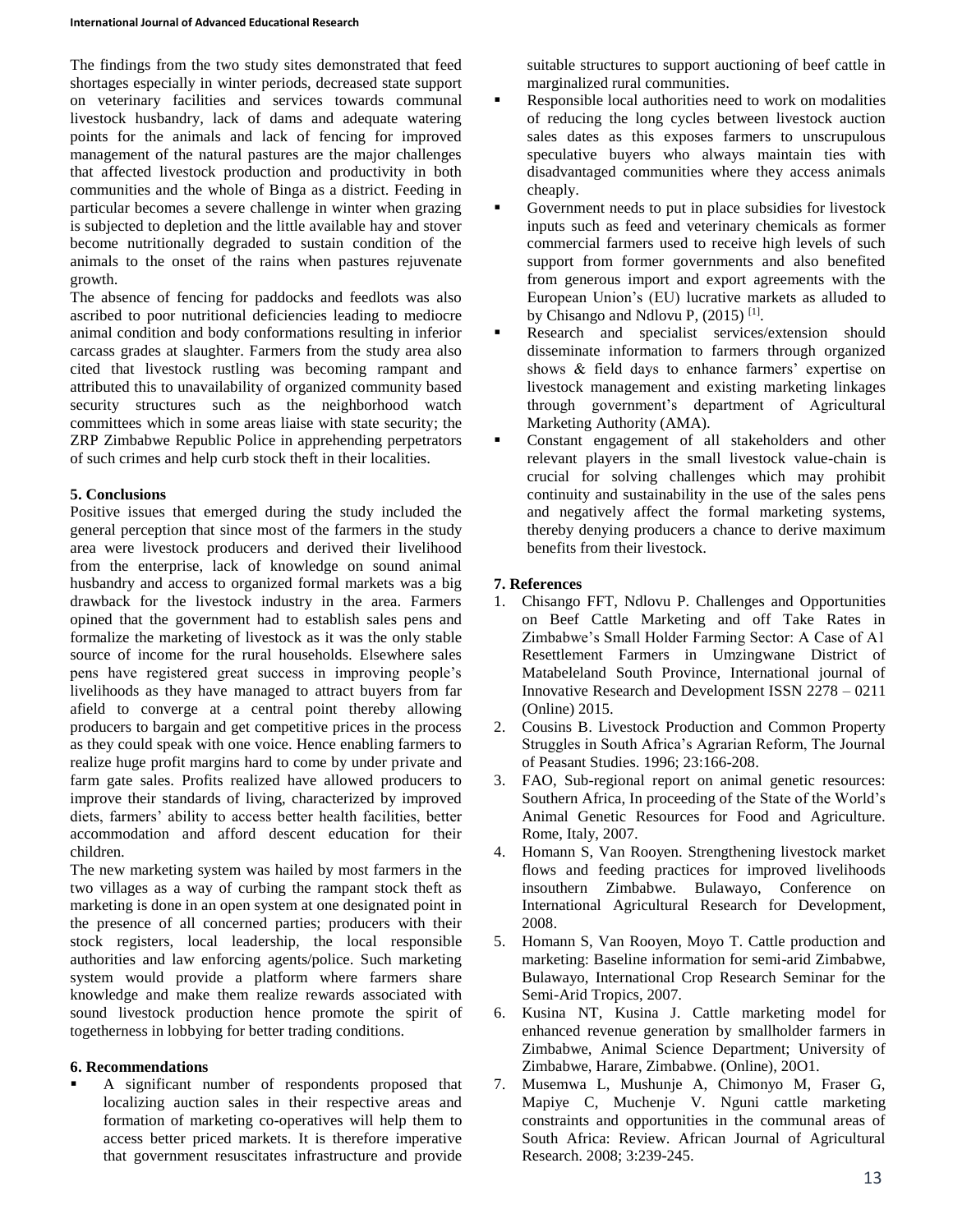The findings from the two study sites demonstrated that feed shortages especially in winter periods, decreased state support on veterinary facilities and services towards communal livestock husbandry, lack of dams and adequate watering points for the animals and lack of fencing for improved management of the natural pastures are the major challenges that affected livestock production and productivity in both communities and the whole of Binga as a district. Feeding in particular becomes a severe challenge in winter when grazing is subjected to depletion and the little available hay and stover become nutritionally degraded to sustain condition of the animals to the onset of the rains when pastures rejuvenate growth.

The absence of fencing for paddocks and feedlots was also ascribed to poor nutritional deficiencies leading to mediocre animal condition and body conformations resulting in inferior carcass grades at slaughter. Farmers from the study area also cited that livestock rustling was becoming rampant and attributed this to unavailability of organized community based security structures such as the neighborhood watch committees which in some areas liaise with state security; the ZRP Zimbabwe Republic Police in apprehending perpetrators of such crimes and help curb stock theft in their localities.

## 5. Conclusions

Positive issues that emerged during the study included the general perception that since most of the farmers in the study area were livestock producers and derived their livelihood from the enterprise, lack of knowledge on sound animal husbandry and access to organized formal markets was a big drawback for the livestock industry in the area. Farmers opined that the government had to establish sales pens and formalize the marketing of livestock as it was the only stable source of income for the rural households. Elsewhere sales pens have registered great success in improving people's livelihoods as they have managed to attract buyers from far afield to converge at a central point thereby allowing producers to bargain and get competitive prices in the process as they could speak with one voice. Hence enabling farmers to realize huge profit margins hard to come by under private and farm gate sales. Profits realized have allowed producers to improve their standards of living, characterized by improved diets, farmers' ability to access better health facilities, better accommodation and afford descent education for their children.

The new marketing system was hailed by most farmers in the two villages as a way of curbing the rampant stock theft as marketing is done in an open system at one designated point in the presence of all concerned parties; producers with their stock registers, local leadership, the local responsible authorities and law enforcing agents/police. Such marketing system would provide a platform where farmers share knowledge and make them realize rewards associated with sound livestock production hence promote the spirit of togetherness in lobbying for better trading conditions.

## 6. Recommendations

- A significant number of respondents proposed that localizing auction sales in their respective areas and formation of marketing co-operatives will help them to access better priced markets. It is therefore imperative that government resuscitates infrastructure and provide suitable structures to support auctioning of beef cattle in marginalized rural communities.
- Responsible local authorities need to work on modalities of reducing the long cycles between livestock auction sales dates as this exposes farmers to unscrupulous speculative buyers who always maintain ties with disadvantaged communities where they access animals cheaply.
- Government needs to put in place subsidies for livestock inputs such as feed and veterinary chemicals as former commercial farmers used to receive high levels of such support from former governments and also benefited from generous import and export agreements with the European Union's (EU) lucrative markets as alluded to by Chisango and Ndlovu P, (2015) [1].
- Research and specialist services/extension should disseminate information to farmers through organized shows & field days to enhance farmers' expertise on livestock management and existing marketing linkages through government's department of Agricultural Marketing Authority (AMA).
- Constant engagement of all stakeholders and other relevant players in the small livestock value-chain is crucial for solving challenges which may prohibit continuity and sustainability in the use of the sales pens and negatively affect the formal marketing systems, thereby denying producers a chance to derive maximum benefits from their livestock.

## 7. References

1. Chisango FFT, Ndlovu P. Challenges and Opportunities on Beef Cattle Marketing and off Take Rates in Zimbabwe's Small Holder Farming Sector: A Case of A1 Resettlement Farmers in Umzingwane District of Matabeleland South Province, International journal of Innovative Research and Development ISSN 2278 – 0211 (Online) 2015.
2. Cousins B. Livestock Production and Common Property Struggles in South Africa's Agrarian Reform, The Journal of Peasant Studies. 1996; 23:166-208.
3. FAO, Sub-regional report on animal genetic resources: Southern Africa, In proceeding of the State of the World's Animal Genetic Resources for Food and Agriculture. Rome, Italy, 2007.
4. Homann S, Van Rooyen. Strengthening livestock market flows and feeding practices for improved livelihoods insouthern Zimbabwe. Bulawayo, Conference on International Agricultural Research for Development, 2008.
5. Homann S, Van Rooyen, Moyo T. Cattle production and marketing: Baseline information for semi-arid Zimbabwe, Bulawayo, International Crop Research Seminar for the Semi-Arid Tropics, 2007.
6. Kusina NT, Kusina J. Cattle marketing model for enhanced revenue generation by smallholder farmers in Zimbabwe, Animal Science Department; University of Zimbabwe, Harare, Zimbabwe. (Online), 20O1.
7. Musemwa L, Mushunje A, Chimonyo M, Fraser G, Mapiye C, Muchenje V. Nguni cattle marketing constraints and opportunities in the communal areas of South Africa: Review. African Journal of Agricultural Research. 2008; 3:239-245.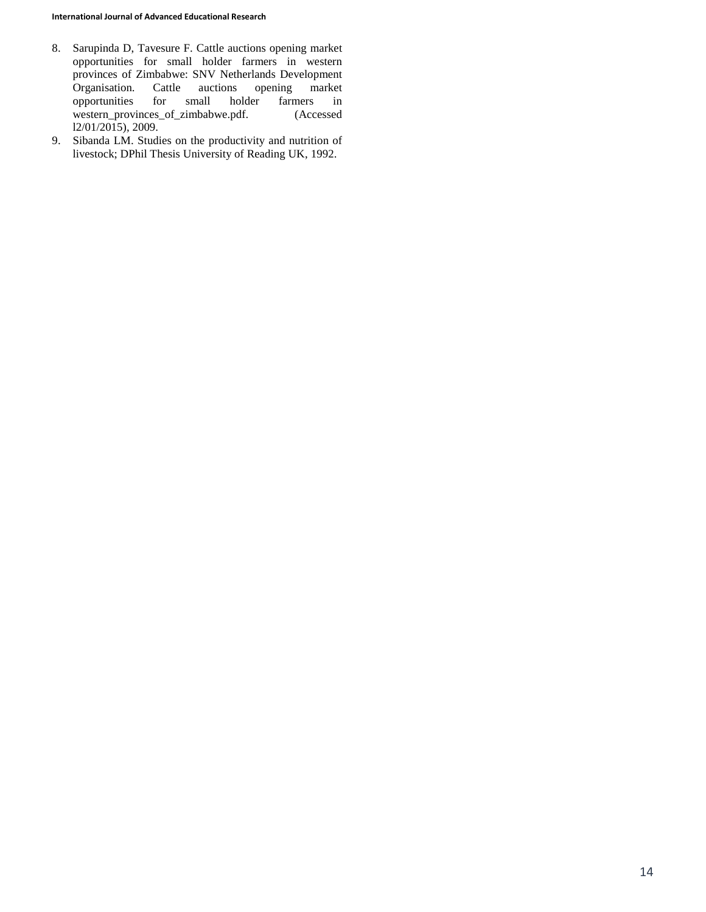8. Sarupinda D, Tavesure F. Cattle auctions opening market opportunities for small holder farmers in western provinces of Zimbabwe: SNV Netherlands Development Organisation. Cattle auctions opening market opportunities for small holder farmers in western_provinces_of_zimbabwe.pdf. (Accessed l2/01/2015), 2009.
9. Sibanda LM. Studies on the productivity and nutrition of livestock; DPhil Thesis University of Reading UK, 1992.